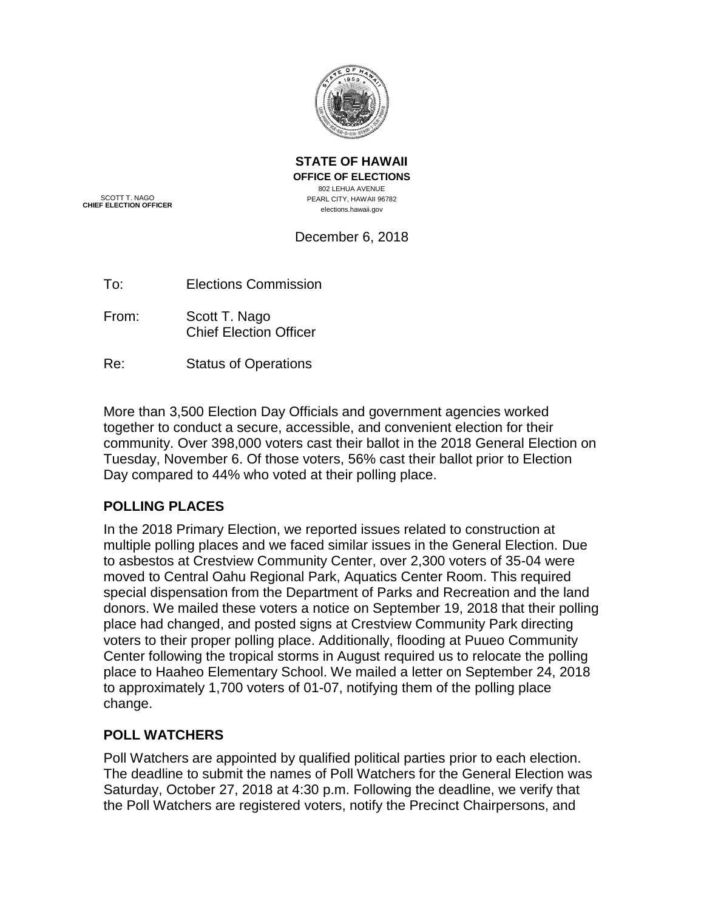**STATE OF HAWAII**
**OFFICE OF ELECTIONS**
802 LEHUA AVENUE
PEARL CITY, HAWAII 96782
elections.hawaii.gov

SCOTT T. NAGO
**CHIEF ELECTION OFFICER**

December 6, 2018

To: Elections Commission

From: Scott T. Nago
Chief Election Officer

Re: Status of Operations

More than 3,500 Election Day Officials and government agencies worked together to conduct a secure, accessible, and convenient election for their community. Over 398,000 voters cast their ballot in the 2018 General Election on Tuesday, November 6. Of those voters, 56% cast their ballot prior to Election Day compared to 44% who voted at their polling place.

## POLLING PLACES

In the 2018 Primary Election, we reported issues related to construction at multiple polling places and we faced similar issues in the General Election. Due to asbestos at Crestview Community Center, over 2,300 voters of 35-04 were moved to Central Oahu Regional Park, Aquatics Center Room. This required special dispensation from the Department of Parks and Recreation and the land donors. We mailed these voters a notice on September 19, 2018 that their polling place had changed, and posted signs at Crestview Community Park directing voters to their proper polling place. Additionally, flooding at Puueo Community Center following the tropical storms in August required us to relocate the polling place to Haaheo Elementary School. We mailed a letter on September 24, 2018 to approximately 1,700 voters of 01-07, notifying them of the polling place change.

## POLL WATCHERS

Poll Watchers are appointed by qualified political parties prior to each election. The deadline to submit the names of Poll Watchers for the General Election was Saturday, October 27, 2018 at 4:30 p.m. Following the deadline, we verify that the Poll Watchers are registered voters, notify the Precinct Chairpersons, and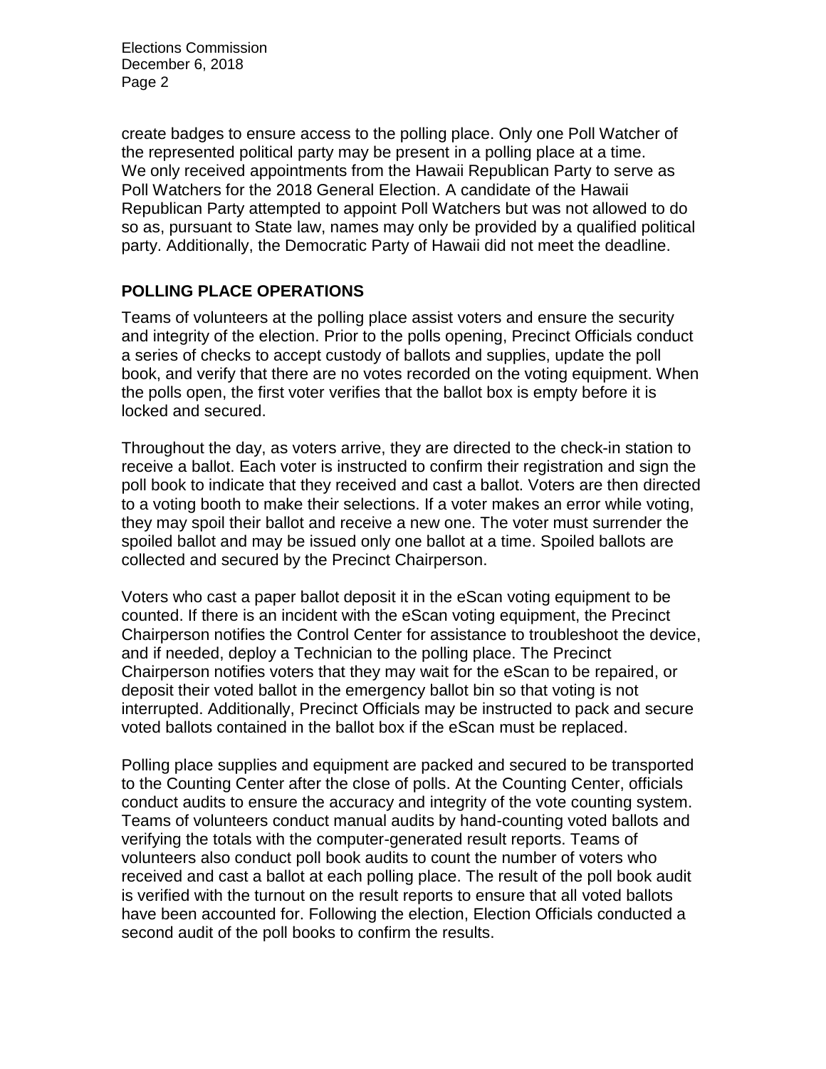create badges to ensure access to the polling place. Only one Poll Watcher of the represented political party may be present in a polling place at a time. We only received appointments from the Hawaii Republican Party to serve as Poll Watchers for the 2018 General Election. A candidate of the Hawaii Republican Party attempted to appoint Poll Watchers but was not allowed to do so as, pursuant to State law, names may only be provided by a qualified political party. Additionally, the Democratic Party of Hawaii did not meet the deadline.

## POLLING PLACE OPERATIONS

Teams of volunteers at the polling place assist voters and ensure the security and integrity of the election. Prior to the polls opening, Precinct Officials conduct a series of checks to accept custody of ballots and supplies, update the poll book, and verify that there are no votes recorded on the voting equipment. When the polls open, the first voter verifies that the ballot box is empty before it is locked and secured.

Throughout the day, as voters arrive, they are directed to the check-in station to receive a ballot. Each voter is instructed to confirm their registration and sign the poll book to indicate that they received and cast a ballot. Voters are then directed to a voting booth to make their selections. If a voter makes an error while voting, they may spoil their ballot and receive a new one. The voter must surrender the spoiled ballot and may be issued only one ballot at a time. Spoiled ballots are collected and secured by the Precinct Chairperson.

Voters who cast a paper ballot deposit it in the eScan voting equipment to be counted. If there is an incident with the eScan voting equipment, the Precinct Chairperson notifies the Control Center for assistance to troubleshoot the device, and if needed, deploy a Technician to the polling place. The Precinct Chairperson notifies voters that they may wait for the eScan to be repaired, or deposit their voted ballot in the emergency ballot bin so that voting is not interrupted. Additionally, Precinct Officials may be instructed to pack and secure voted ballots contained in the ballot box if the eScan must be replaced.

Polling place supplies and equipment are packed and secured to be transported to the Counting Center after the close of polls. At the Counting Center, officials conduct audits to ensure the accuracy and integrity of the vote counting system. Teams of volunteers conduct manual audits by hand-counting voted ballots and verifying the totals with the computer-generated result reports. Teams of volunteers also conduct poll book audits to count the number of voters who received and cast a ballot at each polling place. The result of the poll book audit is verified with the turnout on the result reports to ensure that all voted ballots have been accounted for. Following the election, Election Officials conducted a second audit of the poll books to confirm the results.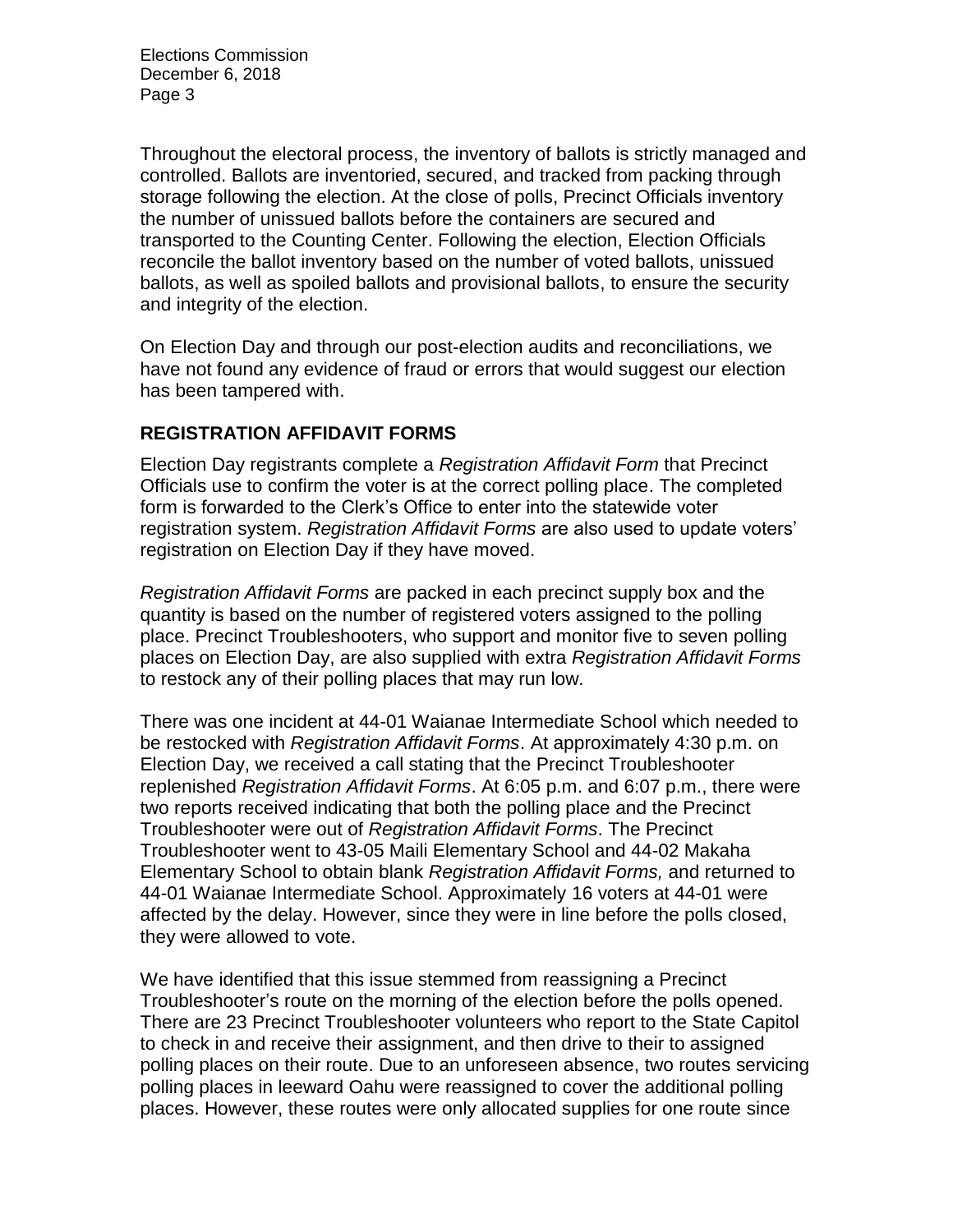Throughout the electoral process, the inventory of ballots is strictly managed and controlled. Ballots are inventoried, secured, and tracked from packing through storage following the election. At the close of polls, Precinct Officials inventory the number of unissued ballots before the containers are secured and transported to the Counting Center. Following the election, Election Officials reconcile the ballot inventory based on the number of voted ballots, unissued ballots, as well as spoiled ballots and provisional ballots, to ensure the security and integrity of the election.

On Election Day and through our post-election audits and reconciliations, we have not found any evidence of fraud or errors that would suggest our election has been tampered with.

## REGISTRATION AFFIDAVIT FORMS

Election Day registrants complete a *Registration Affidavit Form* that Precinct Officials use to confirm the voter is at the correct polling place. The completed form is forwarded to the Clerk's Office to enter into the statewide voter registration system. *Registration Affidavit Forms* are also used to update voters' registration on Election Day if they have moved.

*Registration Affidavit Forms* are packed in each precinct supply box and the quantity is based on the number of registered voters assigned to the polling place. Precinct Troubleshooters, who support and monitor five to seven polling places on Election Day, are also supplied with extra *Registration Affidavit Forms* to restock any of their polling places that may run low.

There was one incident at 44-01 Waianae Intermediate School which needed to be restocked with *Registration Affidavit Forms*. At approximately 4:30 p.m. on Election Day, we received a call stating that the Precinct Troubleshooter replenished *Registration Affidavit Forms*. At 6:05 p.m. and 6:07 p.m., there were two reports received indicating that both the polling place and the Precinct Troubleshooter were out of *Registration Affidavit Forms*. The Precinct Troubleshooter went to 43-05 Maili Elementary School and 44-02 Makaha Elementary School to obtain blank *Registration Affidavit Forms,* and returned to 44-01 Waianae Intermediate School. Approximately 16 voters at 44-01 were affected by the delay. However, since they were in line before the polls closed, they were allowed to vote.

We have identified that this issue stemmed from reassigning a Precinct Troubleshooter's route on the morning of the election before the polls opened. There are 23 Precinct Troubleshooter volunteers who report to the State Capitol to check in and receive their assignment, and then drive to their to assigned polling places on their route. Due to an unforeseen absence, two routes servicing polling places in leeward Oahu were reassigned to cover the additional polling places. However, these routes were only allocated supplies for one route since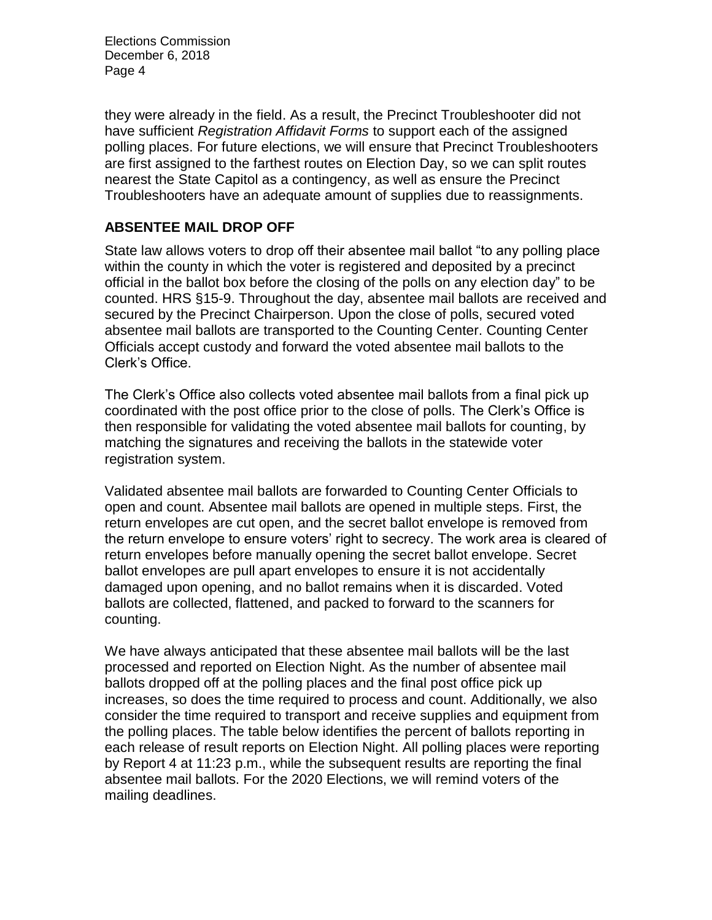they were already in the field. As a result, the Precinct Troubleshooter did not have sufficient *Registration Affidavit Forms* to support each of the assigned polling places. For future elections, we will ensure that Precinct Troubleshooters are first assigned to the farthest routes on Election Day, so we can split routes nearest the State Capitol as a contingency, as well as ensure the Precinct Troubleshooters have an adequate amount of supplies due to reassignments.

## ABSENTEE MAIL DROP OFF

State law allows voters to drop off their absentee mail ballot "to any polling place within the county in which the voter is registered and deposited by a precinct official in the ballot box before the closing of the polls on any election day" to be counted. HRS §15-9. Throughout the day, absentee mail ballots are received and secured by the Precinct Chairperson. Upon the close of polls, secured voted absentee mail ballots are transported to the Counting Center. Counting Center Officials accept custody and forward the voted absentee mail ballots to the Clerk's Office.

The Clerk's Office also collects voted absentee mail ballots from a final pick up coordinated with the post office prior to the close of polls. The Clerk's Office is then responsible for validating the voted absentee mail ballots for counting, by matching the signatures and receiving the ballots in the statewide voter registration system.

Validated absentee mail ballots are forwarded to Counting Center Officials to open and count. Absentee mail ballots are opened in multiple steps. First, the return envelopes are cut open, and the secret ballot envelope is removed from the return envelope to ensure voters' right to secrecy. The work area is cleared of return envelopes before manually opening the secret ballot envelope. Secret ballot envelopes are pull apart envelopes to ensure it is not accidentally damaged upon opening, and no ballot remains when it is discarded. Voted ballots are collected, flattened, and packed to forward to the scanners for counting.

We have always anticipated that these absentee mail ballots will be the last processed and reported on Election Night. As the number of absentee mail ballots dropped off at the polling places and the final post office pick up increases, so does the time required to process and count. Additionally, we also consider the time required to transport and receive supplies and equipment from the polling places. The table below identifies the percent of ballots reporting in each release of result reports on Election Night. All polling places were reporting by Report 4 at 11:23 p.m., while the subsequent results are reporting the final absentee mail ballots. For the 2020 Elections, we will remind voters of the mailing deadlines.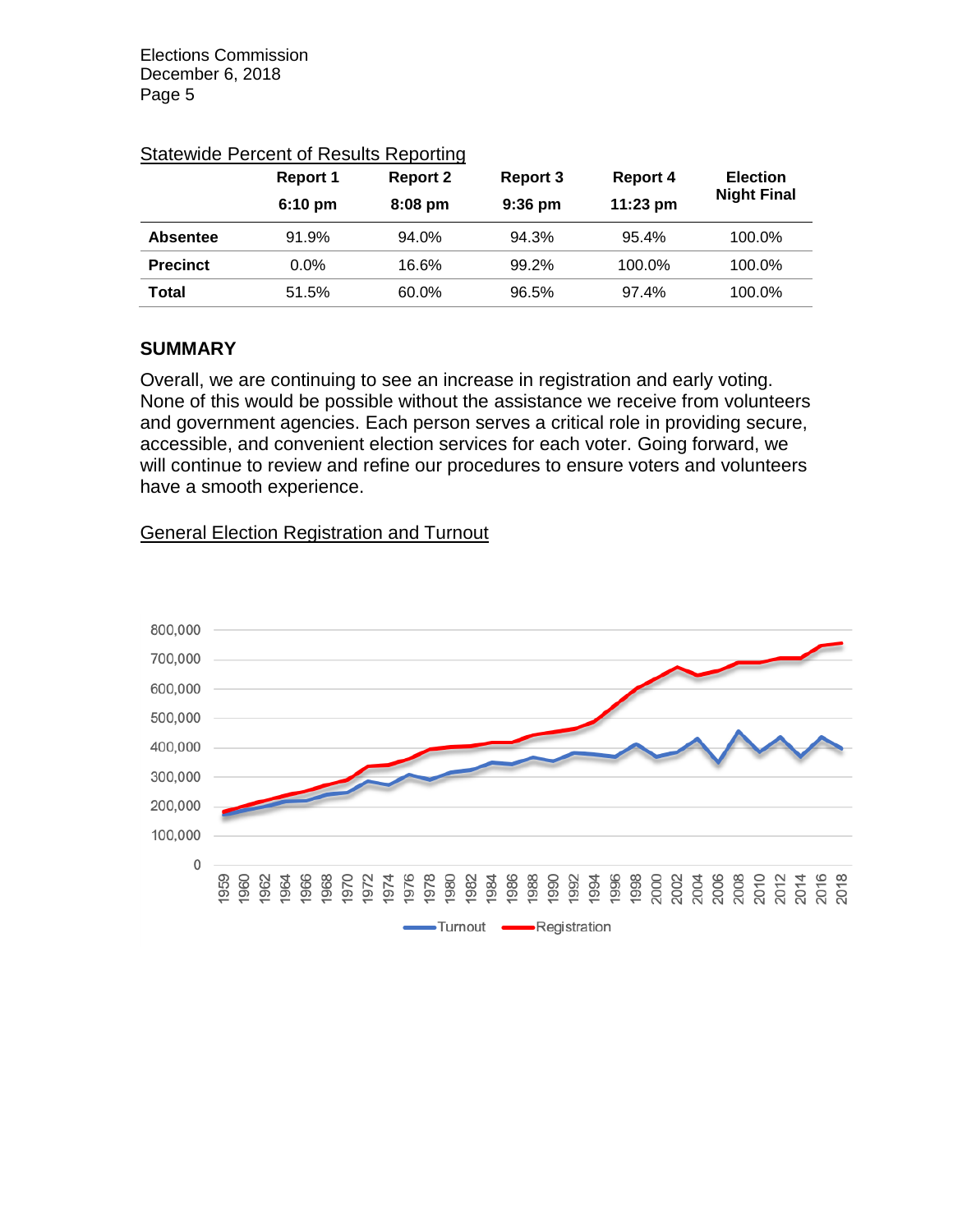Statewide Percent of Results Reporting

| | Report 1 6:10 pm | Report 2 8:08 pm | Report 3 9:36 pm | Report 4 11:23 pm | Election Night Final |
|---|---|---|---|---|---|
| **Absentee** | 91.9% | 94.0% | 94.3% | 95.4% | 100.0% |
| **Precinct** | 0.0% | 16.6% | 99.2% | 100.0% | 100.0% |
| **Total** | 51.5% | 60.0% | 96.5% | 97.4% | 100.0% |

## SUMMARY

Overall, we are continuing to see an increase in registration and early voting. None of this would be possible without the assistance we receive from volunteers and government agencies. Each person serves a critical role in providing secure, accessible, and convenient election services for each voter. Going forward, we will continue to review and refine our procedures to ensure voters and volunteers have a smooth experience.

General Election Registration and Turnout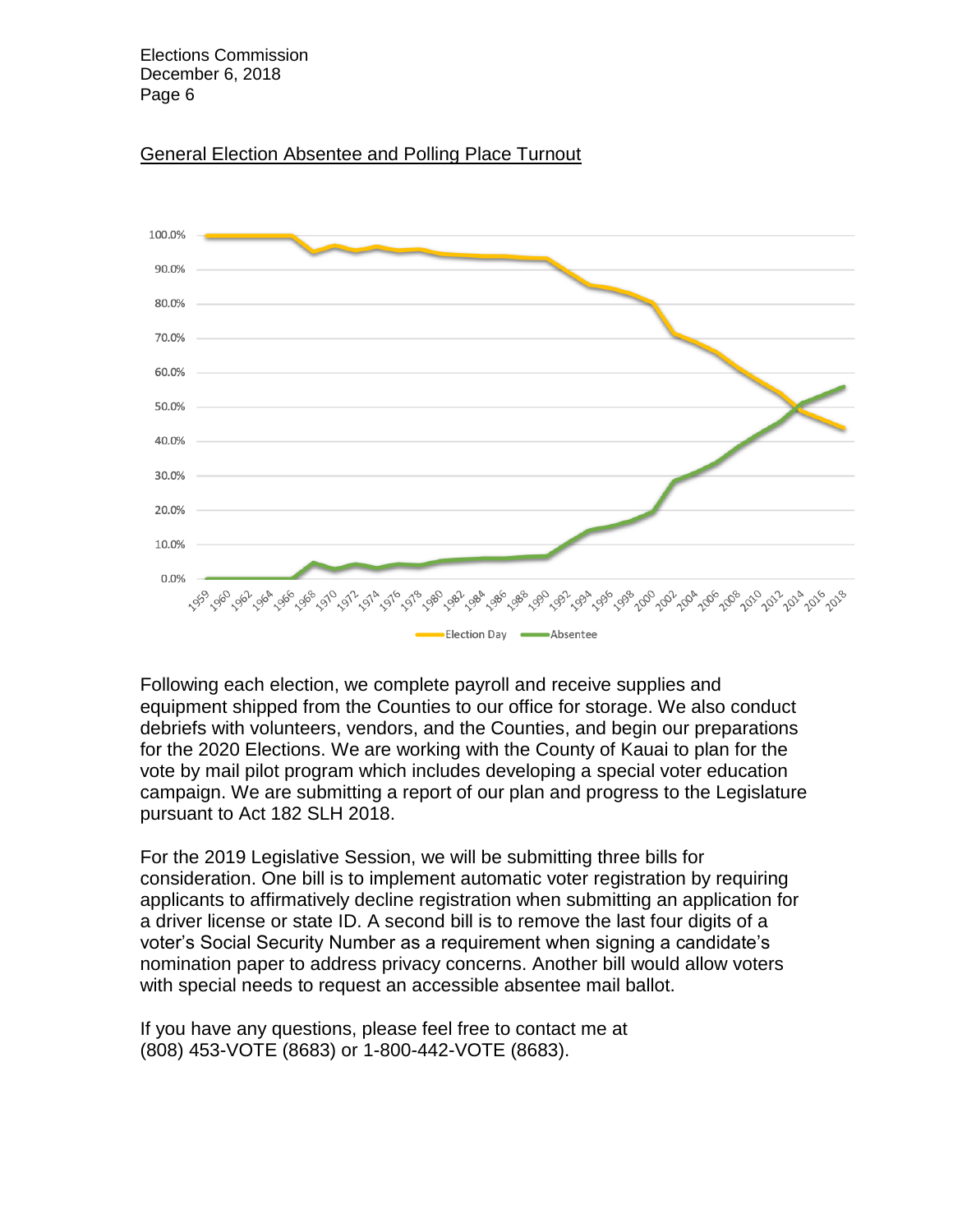General Election Absentee and Polling Place Turnout

100.0%
90.0%
80.0%
70.0%
60.0%
50.0%
40.0%
30.0%
20.0%
10.0%
0.0%

1959 1960 1962 1964 1966 1968 1970 1972 1974 1976 1978 1980 1982 1984 1986 1988 1990 1992 1994 1996 1998 2000 2002 2004 2006 2008 2010 2012 2014 2016 2018

Election Day Absentee

Following each election, we complete payroll and receive supplies and equipment shipped from the Counties to our office for storage. We also conduct debriefs with volunteers, vendors, and the Counties, and begin our preparations for the 2020 Elections. We are working with the County of Kauai to plan for the vote by mail pilot program which includes developing a special voter education campaign. We are submitting a report of our plan and progress to the Legislature pursuant to Act 182 SLH 2018.

For the 2019 Legislative Session, we will be submitting three bills for consideration. One bill is to implement automatic voter registration by requiring applicants to affirmatively decline registration when submitting an application for a driver license or state ID. A second bill is to remove the last four digits of a voter's Social Security Number as a requirement when signing a candidate's nomination paper to address privacy concerns. Another bill would allow voters with special needs to request an accessible absentee mail ballot.

If you have any questions, please feel free to contact me at (808) 453-VOTE (8683) or 1-800-442-VOTE (8683).